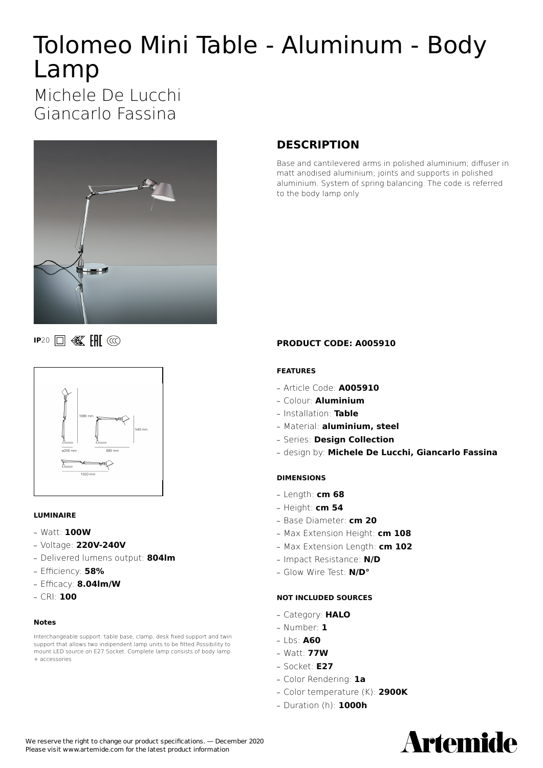# Tolomeo Mini Table - Aluminum - Body Lamp

Michele De Lucchi
Giancarlo Fassina

## DESCRIPTION

Base and cantilevered arms in polished aluminium; diffuser in matt anodised aluminium; joints and supports in polished aluminium. System of spring balancing. The code is referred to the body lamp only

IP20

**PRODUCT CODE: A005910**

#### FEATURES

- Article Code: **A005910**
- Colour: **Aluminium**
- Installation: **Table**
- Material: **aluminium, steel**
- Series: **Design Collection**
- design by: **Michele De Lucchi, Giancarlo Fassina**

#### DIMENSIONS

- Length: **cm 68**
- Height: **cm 54**
- Base Diameter: **cm 20**
- Max Extension Height: **cm 108**
- Max Extension Length: **cm 102**
- Impact Resistance: **N/D**
- Glow Wire Test: **N/D°**

#### NOT INCLUDED SOURCES

- Category: **HALO**
- Number: **1**
- Lbs: **A60**
- Watt: **77W**
- Socket: **E27**
- Color Rendering: **1a**
- Color temperature (K): **2900K**
- Duration (h): **1000h**

1080 mm
540 mm
ø200 mm
680 mm
1020 mm

#### LUMINAIRE

- Watt: **100W**
- Voltage: **220V-240V**
- Delivered lumens output: **804lm**
- Efficiency: **58%**
- Efficacy: **8.04lm/W**
- CRI: **100**

#### Notes

Interchangeable support: table base, clamp, desk fixed support and twin support that allows two indipendent lamp units to be fitted.Possibility to mount LED source on E27 Socket. Complete lamp consists of body lamp + accessories

We reserve the right to change our product specifications. — December 2020
Please visit www.artemide.com for the latest product information

Artemide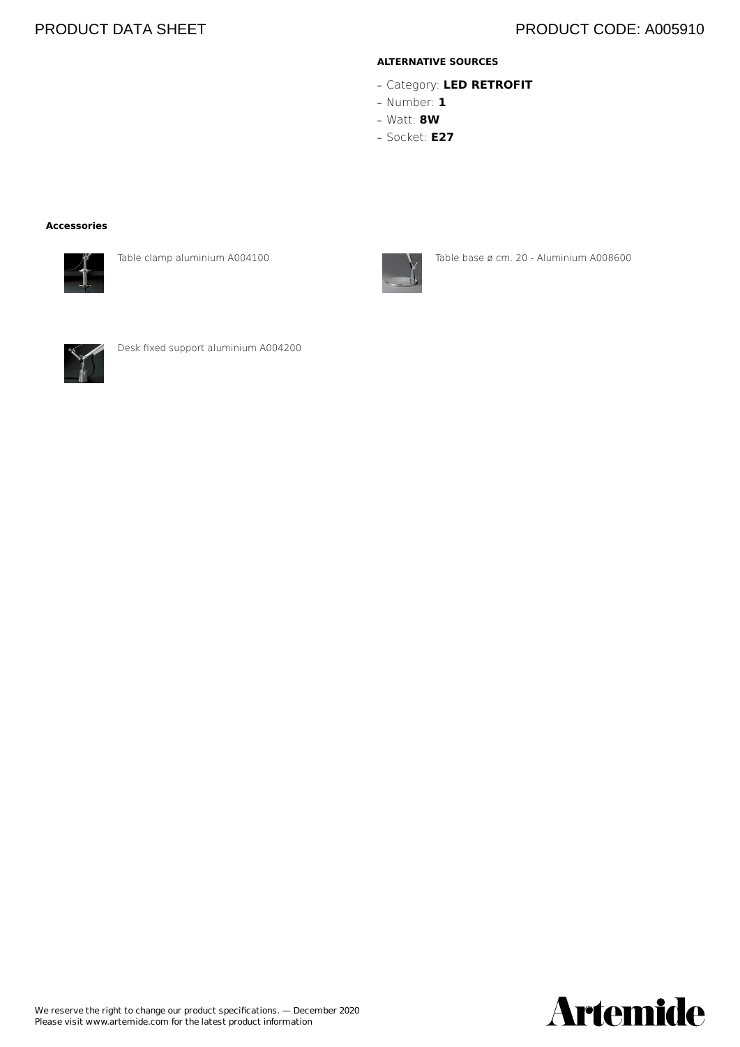#### ALTERNATIVE SOURCES

- Category: **LED RETROFIT**
- Number: **1**
- Watt: **8W**
- Socket: **E27**

#### Accessories

Table clamp aluminium A004100

Table base ø cm. 20 - Aluminium A008600

Desk fixed support aluminium A004200

We reserve the right to change our product specifications. — December 2020
Please visit www.artemide.com for the latest product information